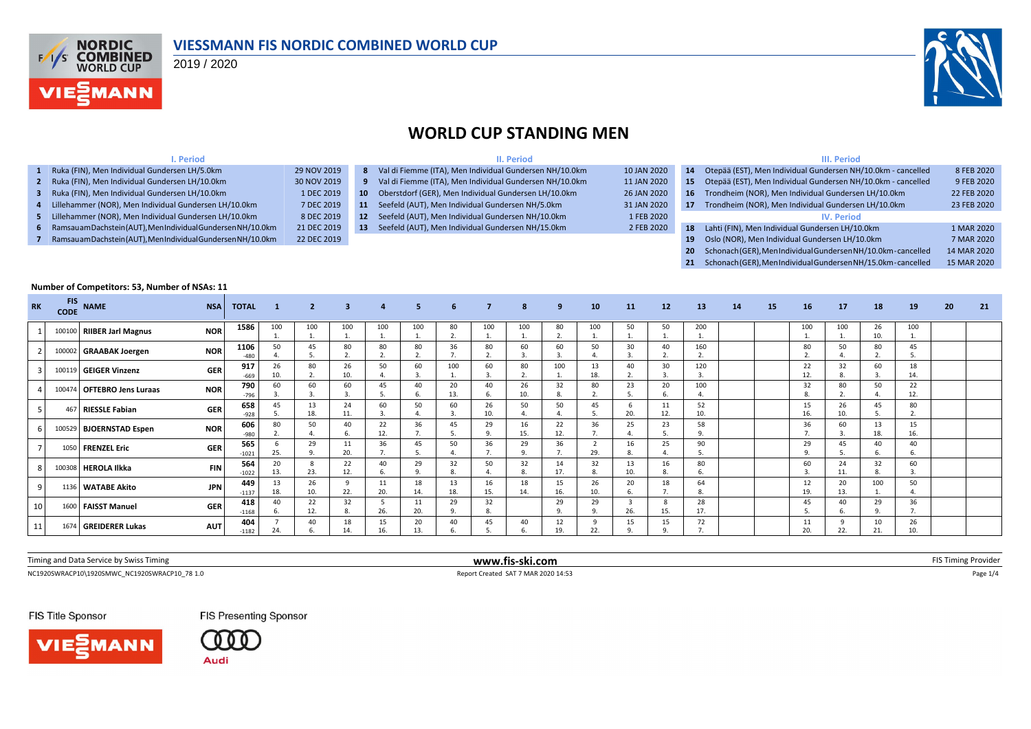# VIESSMANN FIS NORDIC COMBINED WORLD CUP

2019 / 2020

## WORLD CUP STANDING MEN

### I. Period

| # | Competition | Date |
|---|---|---|
| 1 | Ruka (FIN), Men Individual Gundersen LH/5.0km | 29 NOV 2019 |
| 2 | Ruka (FIN), Men Individual Gundersen LH/10.0km | 30 NOV 2019 |
| 3 | Ruka (FIN), Men Individual Gundersen LH/10.0km | 1 DEC 2019 |
| 4 | Lillehammer (NOR), Men Individual Gundersen LH/10.0km | 7 DEC 2019 |
| 5 | Lillehammer (NOR), Men Individual Gundersen LH/10.0km | 8 DEC 2019 |
| 6 | Ramsau am Dachstein (AUT), Men Individual Gundersen NH/10.0km | 21 DEC 2019 |
| 7 | Ramsau am Dachstein (AUT), Men Individual Gundersen NH/10.0km | 22 DEC 2019 |

### II. Period

| # | Competition | Date |
|---|---|---|
| 8 | Val di Fiemme (ITA), Men Individual Gundersen NH/10.0km | 10 JAN 2020 |
| 9 | Val di Fiemme (ITA), Men Individual Gundersen NH/10.0km | 11 JAN 2020 |
| 10 | Oberstdorf (GER), Men Individual Gundersen LH/10.0km | 26 JAN 2020 |
| 11 | Seefeld (AUT), Men Individual Gundersen NH/5.0km | 31 JAN 2020 |
| 12 | Seefeld (AUT), Men Individual Gundersen NH/10.0km | 1 FEB 2020 |
| 13 | Seefeld (AUT), Men Individual Gundersen NH/15.0km | 2 FEB 2020 |

### III. Period

| # | Competition | Date |
|---|---|---|
| 14 | Otepää (EST), Men Individual Gundersen NH/10.0km - cancelled | 8 FEB 2020 |
| 15 | Otepää (EST), Men Individual Gundersen NH/10.0km - cancelled | 9 FEB 2020 |
| 16 | Trondheim (NOR), Men Individual Gundersen LH/10.0km | 22 FEB 2020 |
| 17 | Trondheim (NOR), Men Individual Gundersen LH/10.0km | 23 FEB 2020 |

### IV. Period

| # | Competition | Date |
|---|---|---|
| 18 | Lahti (FIN), Men Individual Gundersen LH/10.0km | 1 MAR 2020 |
| 19 | Oslo (NOR), Men Individual Gundersen LH/10.0km | 7 MAR 2020 |
| 20 | Schonach (GER), Men Individual Gundersen NH/10.0km - cancelled | 14 MAR 2020 |
| 21 | Schonach (GER), Men Individual Gundersen NH/15.0km - cancelled | 15 MAR 2020 |

**Number of Competitors: 53, Number of NSAs: 11**

| RK | FIS CODE | NAME | NSA | TOTAL | 1 | 2 | 3 | 4 | 5 | 6 | 7 | 8 | 9 | 10 | 11 | 12 | 13 | 14 | 15 | 16 | 17 | 18 | 19 | 20 | 21 |
|---|---|---|---|---|---|---|---|---|---|---|---|---|---|---|---|---|---|---|---|---|---|---|---|---|---|
| 1 | 100100 | RIIBER Jarl Magnus | NOR | 1586 | 100 1. | 100 1. | 100 1. | 100 1. | 100 1. | 80 2. | 100 1. | 100 1. | 80 2. | 100 1. | 50 1. | 50 1. | 200 1. | | | 100 1. | 100 1. | 26 10. | 100 1. | | |
| 2 | 100002 | GRAABAK Joergen | NOR | 1106 -480 | 50 4. | 45 5. | 80 2. | 80 2. | 80 2. | 36 7. | 80 2. | 60 3. | 60 3. | 50 4. | 30 3. | 40 2. | 160 2. | | | 80 2. | 50 4. | 80 2. | 45 5. | | |
| 3 | 100119 | GEIGER Vinzenz | GER | 917 -669 | 26 10. | 80 2. | 26 10. | 50 4. | 60 3. | 100 1. | 60 3. | 80 2. | 100 1. | 13 18. | 40 2. | 30 3. | 120 3. | | | 22 12. | 32 8. | 60 3. | 18 14. | | |
| 4 | 100474 | OFTEBRO Jens Luraas | NOR | 790 -796 | 60 3. | 60 3. | 60 3. | 45 5. | 40 6. | 20 13. | 40 6. | 26 10. | 32 8. | 80 2. | 23 5. | 20 6. | 100 4. | | | 32 8. | 80 2. | 50 4. | 22 12. | | |
| 5 | 467 | RIESSLE Fabian | GER | 658 -928 | 45 5. | 13 18. | 24 11. | 60 3. | 50 4. | 60 3. | 26 10. | 50 4. | 50 4. | 45 5. | 6 20. | 11 12. | 52 10. | | | 15 16. | 26 10. | 45 5. | 80 2. | | |
| 6 | 100529 | BJOERNSTAD Espen | NOR | 606 -980 | 80 2. | 50 4. | 40 6. | 22 12. | 36 7. | 45 5. | 29 9. | 16 15. | 22 12. | 36 7. | 25 4. | 23 5. | 58 9. | | | 36 7. | 60 3. | 13 18. | 15 16. | | |
| 7 | 1050 | FRENZEL Eric | GER | 565 -1021 | 6 25. | 29 9. | 11 20. | 36 7. | 45 5. | 50 4. | 36 7. | 29 9. | 36 7. | 2 29. | 16 8. | 25 4. | 90 5. | | | 29 9. | 45 5. | 40 6. | 40 6. | | |
| 8 | 100308 | HEROLA Ilkka | FIN | 564 -1022 | 20 13. | 8 23. | 22 12. | 40 6. | 29 9. | 32 8. | 50 4. | 32 8. | 14 17. | 32 8. | 13 10. | 16 8. | 80 6. | | | 60 3. | 24 11. | 32 8. | 60 3. | | |
| 9 | 1136 | WATABE Akito | JPN | 449 -1137 | 13 18. | 26 10. | 9 22. | 11 20. | 18 14. | 13 18. | 16 15. | 18 14. | 15 16. | 26 10. | 20 6. | 18 7. | 64 8. | | | 12 19. | 20 13. | 100 1. | 50 4. | | |
| 10 | 1600 | FAISST Manuel | GER | 418 -1168 | 40 6. | 22 12. | 32 8. | 5 26. | 11 20. | 29 9. | 32 8. | | 29 9. | 29 9. | 3 26. | 8 15. | 28 17. | | | 45 5. | 40 6. | 29 9. | 36 7. | | |
| 11 | 1674 | GREIDERER Lukas | AUT | 404 -1182 | 7 24. | 40 6. | 18 14. | 15 16. | 20 13. | 40 6. | 45 5. | 40 6. | 12 19. | 9 22. | 15 9. | 15 9. | 72 7. | | | 11 20. | 9 22. | 10 21. | 26 10. | | |

Timing and Data Service by Swiss Timing

www.fis-ski.com

FIS Timing Provider

NC1920SWRACP10\1920SMWC_NC1920SWRACP10_78 1.0

Report Created SAT 7 MAR 2020 14:53

FIS Title Sponsor

FIS Presenting Sponsor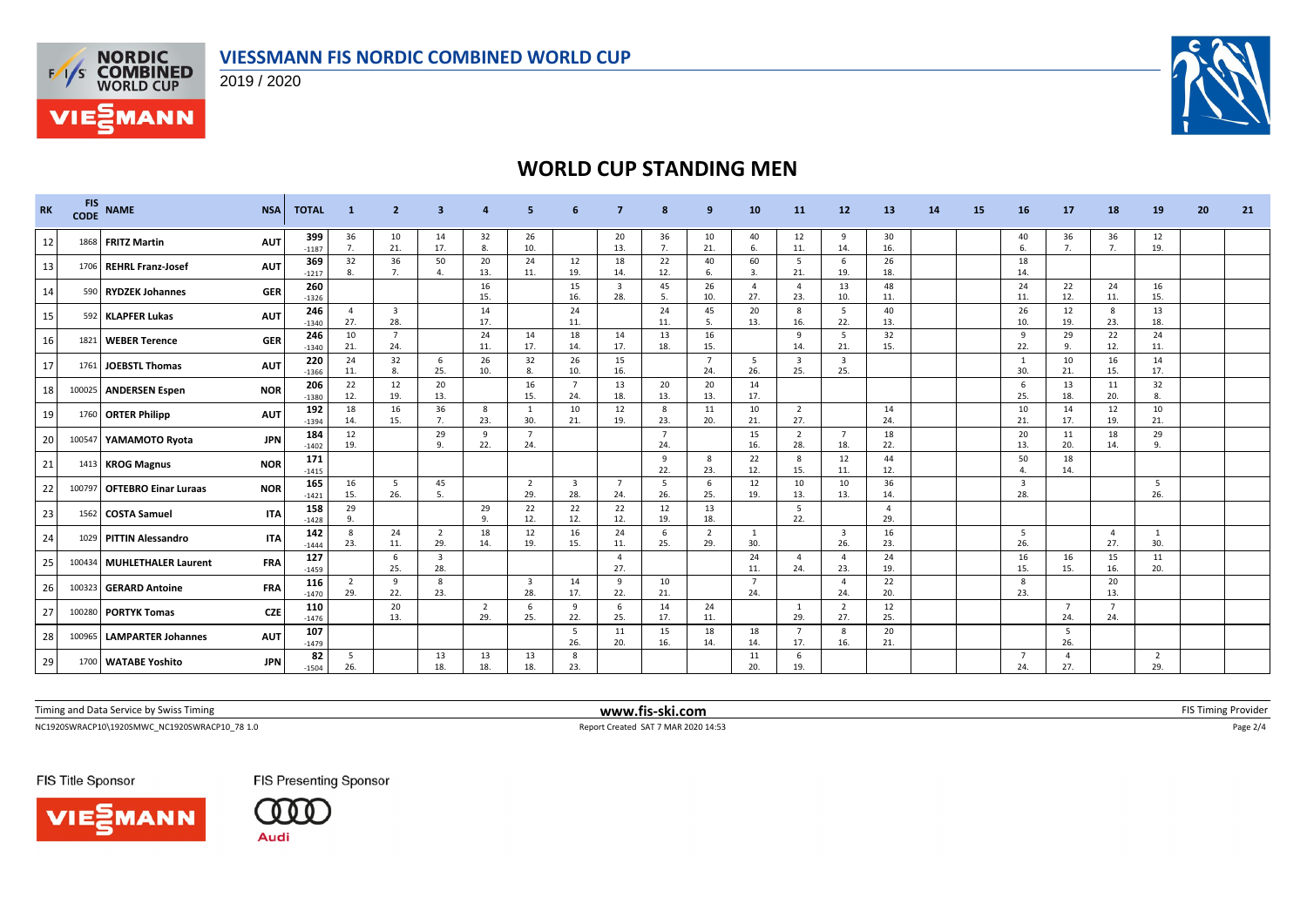# VIESSMANN FIS NORDIC COMBINED WORLD CUP

2019 / 2020

## WORLD CUP STANDING MEN

| RK | FIS CODE | NAME | NSA | TOTAL | 1 | 2 | 3 | 4 | 5 | 6 | 7 | 8 | 9 | 10 | 11 | 12 | 13 | 14 | 15 | 16 | 17 | 18 | 19 | 20 | 21 |
|---|---|---|---|---|---|---|---|---|---|---|---|---|---|---|---|---|---|---|---|---|---|---|---|---|---|
| 12 | 1868 | FRITZ Martin | AUT | 399 -1187 | 36 7. | 10 21. | 14 17. | 32 8. | 26 10. | | 20 13. | 36 7. | 10 21. | 40 6. | 12 11. | 9 14. | 30 16. | | | 40 6. | 36 7. | 36 7. | 12 19. | | |
| 13 | 1706 | REHRL Franz-Josef | AUT | 369 -1217 | 32 8. | 36 7. | 50 4. | 20 13. | 24 11. | 12 19. | 18 14. | 22 12. | 40 6. | 60 3. | 5 21. | 6 19. | 26 18. | | | 18 14. | | | | | |
| 14 | 590 | RYDZEK Johannes | GER | 260 -1326 | | | | 16 15. | | 15 16. | 3 28. | 45 5. | 26 10. | 4 27. | 4 23. | 13 10. | 48 11. | | | 24 11. | 22 12. | 24 11. | 16 15. | | |
| 15 | 592 | KLAPFER Lukas | AUT | 246 -1340 | 4 27. | 3 28. | | 14 17. | | 24 11. | | 24 11. | 45 5. | 20 13. | 8 16. | 5 22. | 40 13. | | | 26 10. | 12 19. | 8 23. | 13 18. | | |
| 16 | 1821 | WEBER Terence | GER | 246 -1340 | 10 21. | 7 24. | | 24 11. | 14 17. | 18 14. | 14 17. | 13 18. | 16 15. | | 9 14. | 5 21. | 32 15. | | | 9 22. | 29 9. | 22 12. | 24 11. | | |
| 17 | 1761 | JOEBSTL Thomas | AUT | 220 -1366 | 24 11. | 32 8. | 6 25. | 26 10. | 32 8. | 26 10. | 15 16. | | 7 24. | 5 26. | 3 25. | 3 25. | | | | 1 30. | 10 21. | 16 15. | 14 17. | | |
| 18 | 100025 | ANDERSEN Espen | NOR | 206 -1380 | 22 12. | 12 19. | 20 13. | | 16 15. | 7 24. | 13 18. | 20 13. | 20 13. | 14 17. | | | | | | 6 25. | 13 18. | 11 20. | 32 8. | | |
| 19 | 1760 | ORTER Philipp | AUT | 192 -1394 | 18 14. | 16 15. | 36 7. | 8 23. | 1 30. | 10 21. | 12 19. | 8 23. | 11 20. | 10 21. | 2 27. | | 14 24. | | | 10 21. | 14 17. | 12 19. | 10 21. | | |
| 20 | 100547 | YAMAMOTO Ryota | JPN | 184 -1402 | 12 19. | | 29 9. | 9 22. | 7 24. | | | 7 24. | | 15 16. | 2 28. | 7 18. | 18 22. | | | 20 13. | 11 20. | 18 14. | 29 9. | | |
| 21 | 1413 | KROG Magnus | NOR | 171 -1415 | | | | | | | | 9 22. | 8 23. | 22 12. | 8 15. | 12 11. | 44 12. | | | 50 4. | 18 14. | | | | |
| 22 | 100797 | OFTEBRO Einar Luraas | NOR | 165 -1421 | 16 15. | 5 26. | 45 5. | | 2 29. | 3 28. | 7 24. | 5 26. | 6 25. | 12 19. | 10 13. | 10 13. | 36 14. | | | 3 28. | | | 5 26. | | |
| 23 | 1562 | COSTA Samuel | ITA | 158 -1428 | 29 9. | | | 29 9. | 22 12. | 22 12. | 22 12. | 12 19. | 13 18. | | 5 22. | | 4 29. | | | | | | | | |
| 24 | 1029 | PITTIN Alessandro | ITA | 142 -1444 | 8 23. | 24 11. | 2 29. | 18 14. | 12 19. | 16 15. | 24 11. | 6 25. | 2 29. | 1 30. | | 3 26. | 16 23. | | | 5 26. | | 4 27. | 1 30. | | |
| 25 | 100434 | MUHLETHALER Laurent | FRA | 127 -1459 | | 6 25. | 3 28. | | | | 4 27. | | | 24 11. | 4 24. | 4 23. | 24 19. | | | 16 15. | 16 15. | 15 16. | 11 20. | | |
| 26 | 100323 | GERARD Antoine | FRA | 116 -1470 | 2 29. | 9 22. | 8 23. | | 3 28. | 14 17. | 9 22. | 10 21. | | 7 24. | | 4 24. | 22 20. | | | 8 23. | | 20 13. | | | |
| 27 | 100280 | PORTYK Tomas | CZE | 110 -1476 | | 20 13. | | 2 29. | 6 25. | 9 22. | 6 25. | 14 17. | 24 11. | | 1 29. | 2 27. | 12 25. | | | | 7 24. | 7 24. | | | |
| 28 | 100965 | LAMPARTER Johannes | AUT | 107 -1479 | | | | | | 5 26. | 11 20. | 15 16. | 18 14. | 18 14. | 7 17. | 8 16. | 20 21. | | | | 5 26. | | | | |
| 29 | 1700 | WATABE Yoshito | JPN | 82 -1504 | 5 26. | | 13 18. | 13 18. | 13 18. | 8 23. | | | | 11 20. | 6 19. | | | | | 7 24. | 4 27. | | 2 29. | | |

Timing and Data Service by Swiss Timing

www.fis-ski.com

FIS Timing Provider

NC1920SWRACP10\1920SMWC_NC1920SWRACP10_78 1.0

Report Created SAT 7 MAR 2020 14:53

FIS Title Sponsor

FIS Presenting Sponsor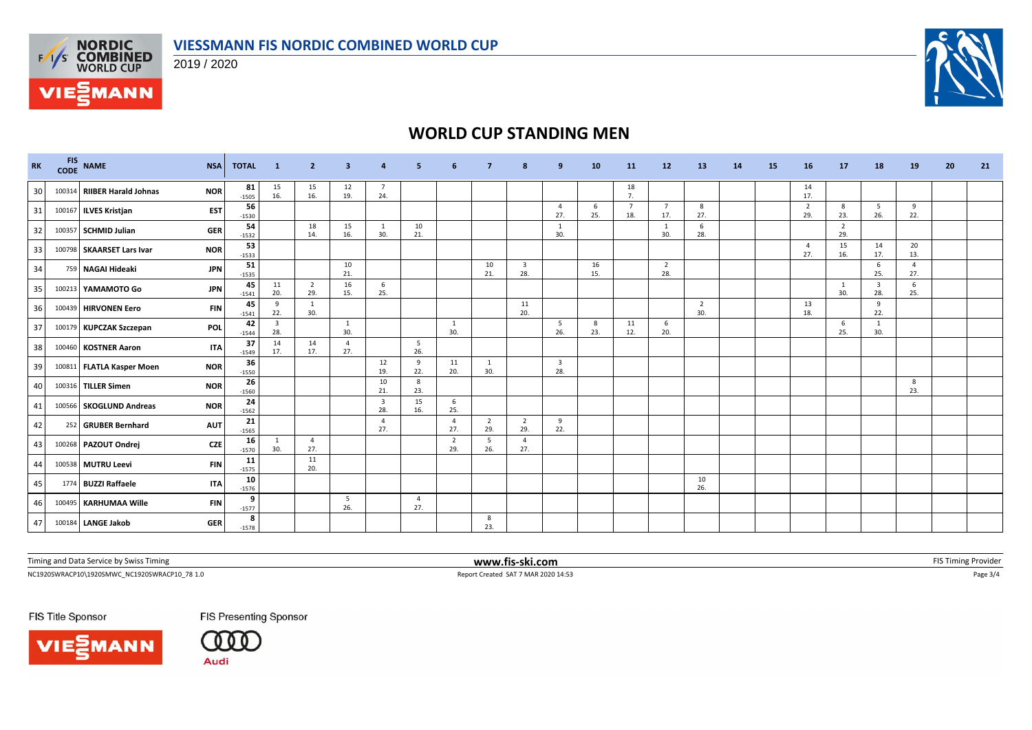# VIESSMANN FIS NORDIC COMBINED WORLD CUP

2019 / 2020

## WORLD CUP STANDING MEN

| RK | FIS CODE | NAME | NSA | TOTAL | 1 | 2 | 3 | 4 | 5 | 6 | 7 | 8 | 9 | 10 | 11 | 12 | 13 | 14 | 15 | 16 | 17 | 18 | 19 | 20 | 21 |
|---|---|---|---|---|---|---|---|---|---|---|---|---|---|---|---|---|---|---|---|---|---|---|---|---|---|
| 30 | 100314 | **RIIBER Harald Johnas** | NOR | 81 -1505 | 15 16. | 15 16. | 12 19. | 7 24. | | | | | | | 18 7. | | | | | 14 17. | | | | | |
| 31 | 100167 | **ILVES Kristjan** | EST | 56 -1530 | | | | | | | | | 4 27. | 6 25. | 7 18. | 7 17. | 8 27. | | | 2 29. | 8 23. | 5 26. | 9 22. | | |
| 32 | 100357 | **SCHMID Julian** | GER | 54 -1532 | | 18 14. | 15 16. | 1 30. | 10 21. | | | | 1 30. | | | 1 30. | 6 28. | | | | 2 29. | | | | |
| 33 | 100798 | **SKAARSET Lars Ivar** | NOR | 53 -1533 | | | | | | | | | | | | | | | | 4 27. | 15 16. | 14 17. | 20 13. | | |
| 34 | 759 | **NAGAI Hideaki** | JPN | 51 -1535 | | | 10 21. | | | | 10 21. | 3 28. | | 16 15. | | 2 28. | | | | | | 6 25. | 4 27. | | |
| 35 | 100213 | **YAMAMOTO Go** | JPN | 45 -1541 | 11 20. | 2 29. | 16 15. | 6 25. | | | | | | | | | | | | | 1 30. | 3 28. | 6 25. | | |
| 36 | 100439 | **HIRVONEN Eero** | FIN | 45 -1541 | 9 22. | 1 30. | | | | | | 11 20. | | | | | 2 30. | | | 13 18. | | 9 22. | | | |
| 37 | 100179 | **KUPCZAK Szczepan** | POL | 42 -1544 | 3 28. | | 1 30. | | | 1 30. | | | 5 26. | 8 23. | 11 12. | 6 20. | | | | | 6 25. | 1 30. | | | |
| 38 | 100460 | **KOSTNER Aaron** | ITA | 37 -1549 | 14 17. | 14 17. | 4 27. | | 5 26. | | | | | | | | | | | | | | | | |
| 39 | 100811 | **FLATLA Kasper Moen** | NOR | 36 -1550 | | | | 12 19. | 9 22. | 11 20. | 1 30. | | 3 28. | | | | | | | | | | | | |
| 40 | 100316 | **TILLER Simen** | NOR | 26 -1560 | | | | 10 21. | 8 23. | | | | | | | | | | | | | | 8 23. | | |
| 41 | 100566 | **SKOGLUND Andreas** | NOR | 24 -1562 | | | | 3 28. | 15 16. | 6 25. | | | | | | | | | | | | | | | |
| 42 | 252 | **GRUBER Bernhard** | AUT | 21 -1565 | | | | 4 27. | | 4 27. | 2 29. | 2 29. | 9 22. | | | | | | | | | | | | |
| 43 | 100268 | **PAZOUT Ondrej** | CZE | 16 -1570 | 1 30. | 4 27. | | | | 2 29. | 5 26. | 4 27. | | | | | | | | | | | | | |
| 44 | 100538 | **MUTRU Leevi** | FIN | 11 -1575 | | 11 20. | | | | | | | | | | | | | | | | | | | |
| 45 | 1774 | **BUZZI Raffaele** | ITA | 10 -1576 | | | | | | | | | | | | | 10 26. | | | | | | | | |
| 46 | 100495 | **KARHUMAA Wille** | FIN | 9 -1577 | | | 5 26. | | 4 27. | | | | | | | | | | | | | | | | |
| 47 | 100184 | **LANGE Jakob** | GER | 8 -1578 | | | | | | | 8 23. | | | | | | | | | | | | | | |

Timing and Data Service by Swiss Timing | www.fis-ski.com | FIS Timing Provider

NC1920SWRACP10\1920SMWC_NC1920SWRACP10_78 1.0 | Report Created SAT 7 MAR 2020 14:53

FIS Title Sponsor | FIS Presenting Sponsor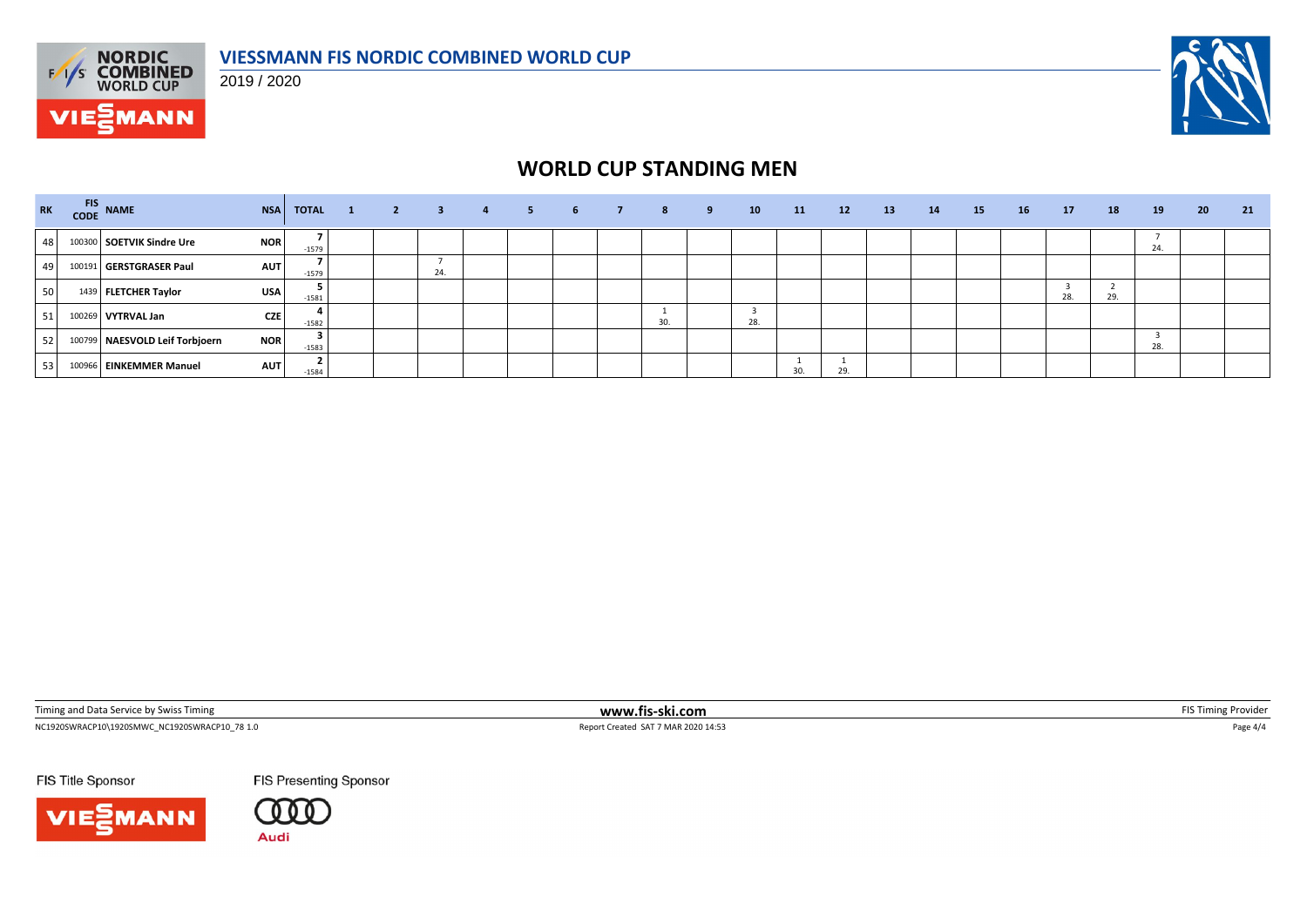# VIESSMANN FIS NORDIC COMBINED WORLD CUP

2019 / 2020

## WORLD CUP STANDING MEN

| RK | FIS CODE | NAME | NSA | TOTAL | 1 | 2 | 3 | 4 | 5 | 6 | 7 | 8 | 9 | 10 | 11 | 12 | 13 | 14 | 15 | 16 | 17 | 18 | 19 | 20 | 21 |
|---|---|---|---|---|---|---|---|---|---|---|---|---|---|---|---|---|---|---|---|---|---|---|---|---|---|
| 48 | 100300 | SOETVIK Sindre Ure | NOR | 7 -1579 | | | | | | | | | | | | | | | | | | | 7 24. | | |
| 49 | 100191 | GERSTGRASER Paul | AUT | 7 -1579 | | | 7 24. | | | | | | | | | | | | | | | | | | |
| 50 | 1439 | FLETCHER Taylor | USA | 5 -1581 | | | | | | | | | | | | | | | | | 3 28. | 2 29. | | | |
| 51 | 100269 | VYTRVAL Jan | CZE | 4 -1582 | | | | | | | | 1 30. | | 3 28. | | | | | | | | | | | |
| 52 | 100799 | NAESVOLD Leif Torbjoern | NOR | 3 -1583 | | | | | | | | | | | | | | | | | | | 3 28. | | |
| 53 | 100966 | EINKEMMER Manuel | AUT | 2 -1584 | | | | | | | | | | | 1 30. | 1 29. | | | | | | | | | |

Timing and Data Service by Swiss Timing

www.fis-ski.com

FIS Timing Provider

NC1920SWRACP10\1920SMWC_NC1920SWRACP10_78 1.0

Report Created SAT 7 MAR 2020 14:53

FIS Title Sponsor

FIS Presenting Sponsor